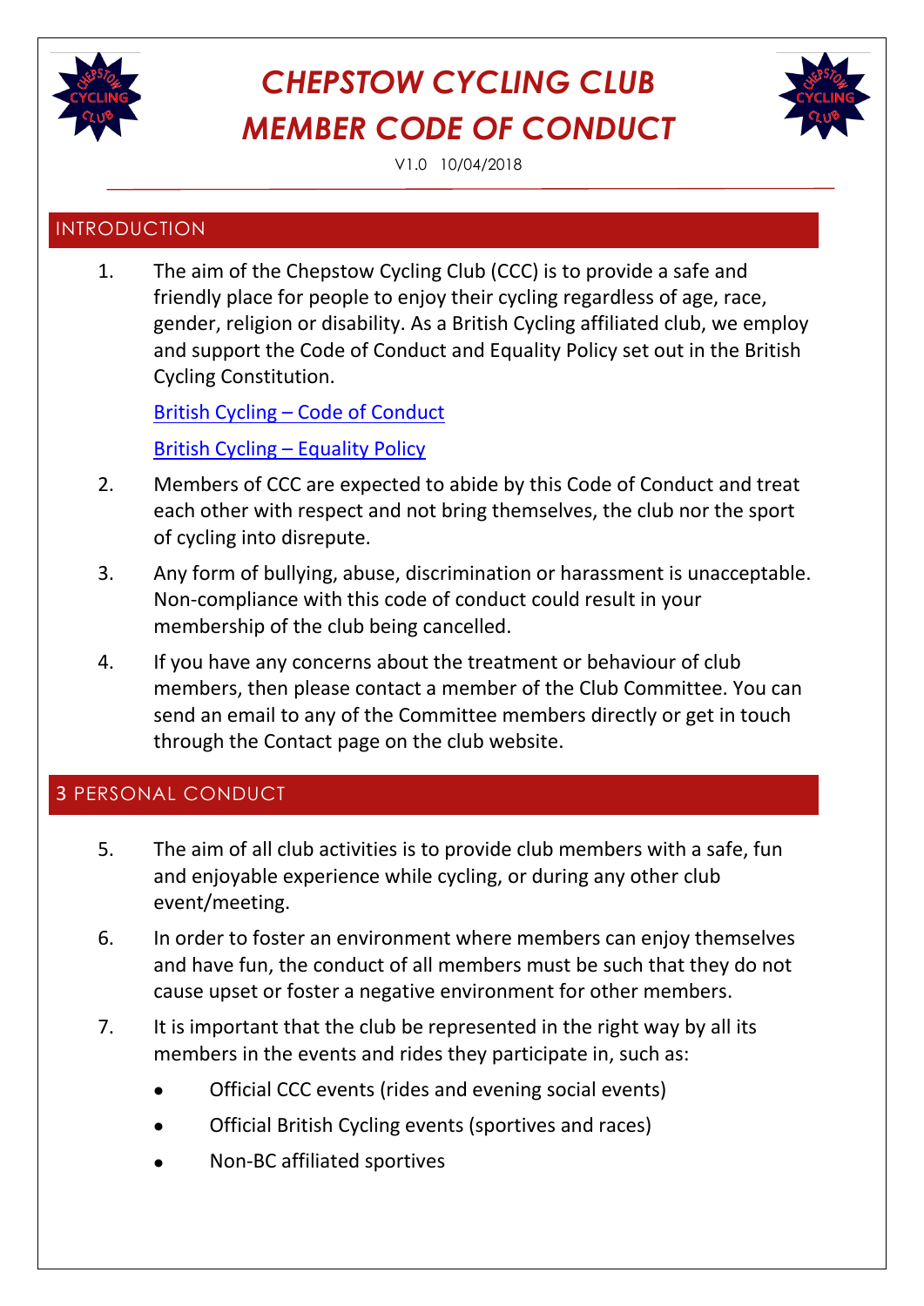# CHEPSTOW CYCLING CLUB MEMBER CODE OF CONDUCT

V1.0 10/04/2018

## INTRODUCTION

1. The aim of the Chepstow Cycling Club (CCC) is to provide a safe and friendly place for people to enjoy their cycling regardless of age, race, gender, religion or disability. As a British Cycling affiliated club, we employ and support the Code of Conduct and Equality Policy set out in the British Cycling Constitution.

   British Cycling – Code of Conduct

   British Cycling – Equality Policy

2. Members of CCC are expected to abide by this Code of Conduct and treat each other with respect and not bring themselves, the club nor the sport of cycling into disrepute.

3. Any form of bullying, abuse, discrimination or harassment is unacceptable. Non-compliance with this code of conduct could result in your membership of the club being cancelled.

4. If you have any concerns about the treatment or behaviour of club members, then please contact a member of the Club Committee. You can send an email to any of the Committee members directly or get in touch through the Contact page on the club website.

## 3 PERSONAL CONDUCT

5. The aim of all club activities is to provide club members with a safe, fun and enjoyable experience while cycling, or during any other club event/meeting.

6. In order to foster an environment where members can enjoy themselves and have fun, the conduct of all members must be such that they do not cause upset or foster a negative environment for other members.

7. It is important that the club be represented in the right way by all its members in the events and rides they participate in, such as:

   - Official CCC events (rides and evening social events)
   - Official British Cycling events (sportives and races)
   - Non-BC affiliated sportives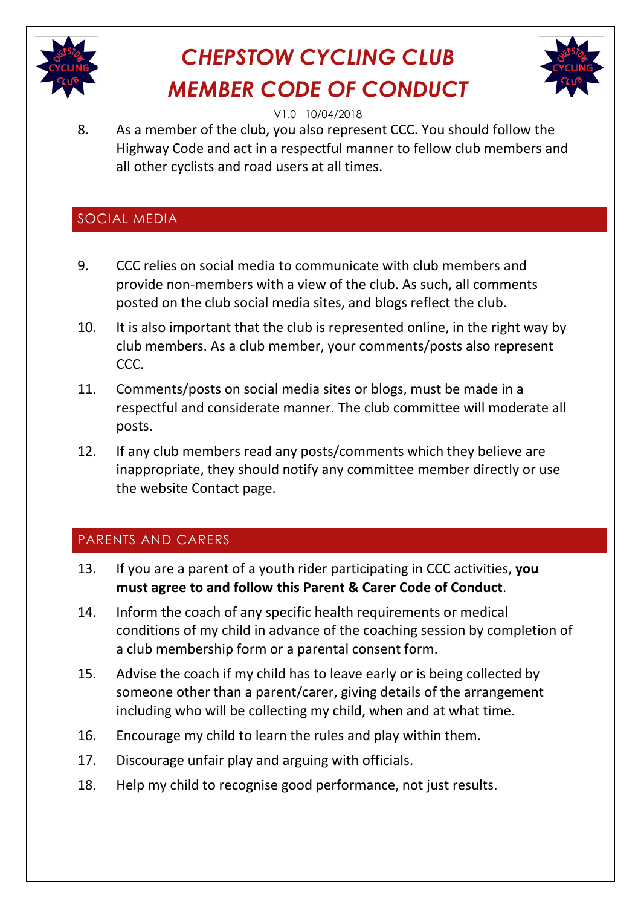8. As a member of the club, you also represent CCC. You should follow the Highway Code and act in a respectful manner to fellow club members and all other cyclists and road users at all times.

## SOCIAL MEDIA

9. CCC relies on social media to communicate with club members and provide non-members with a view of the club. As such, all comments posted on the club social media sites, and blogs reflect the club.

10. It is also important that the club is represented online, in the right way by club members. As a club member, your comments/posts also represent CCC.

11. Comments/posts on social media sites or blogs, must be made in a respectful and considerate manner. The club committee will moderate all posts.

12. If any club members read any posts/comments which they believe are inappropriate, they should notify any committee member directly or use the website Contact page.

## PARENTS AND CARERS

13. If you are a parent of a youth rider participating in CCC activities, **you must agree to and follow this Parent & Carer Code of Conduct**.

14. Inform the coach of any specific health requirements or medical conditions of my child in advance of the coaching session by completion of a club membership form or a parental consent form.

15. Advise the coach if my child has to leave early or is being collected by someone other than a parent/carer, giving details of the arrangement including who will be collecting my child, when and at what time.

16. Encourage my child to learn the rules and play within them.

17. Discourage unfair play and arguing with officials.

18. Help my child to recognise good performance, not just results.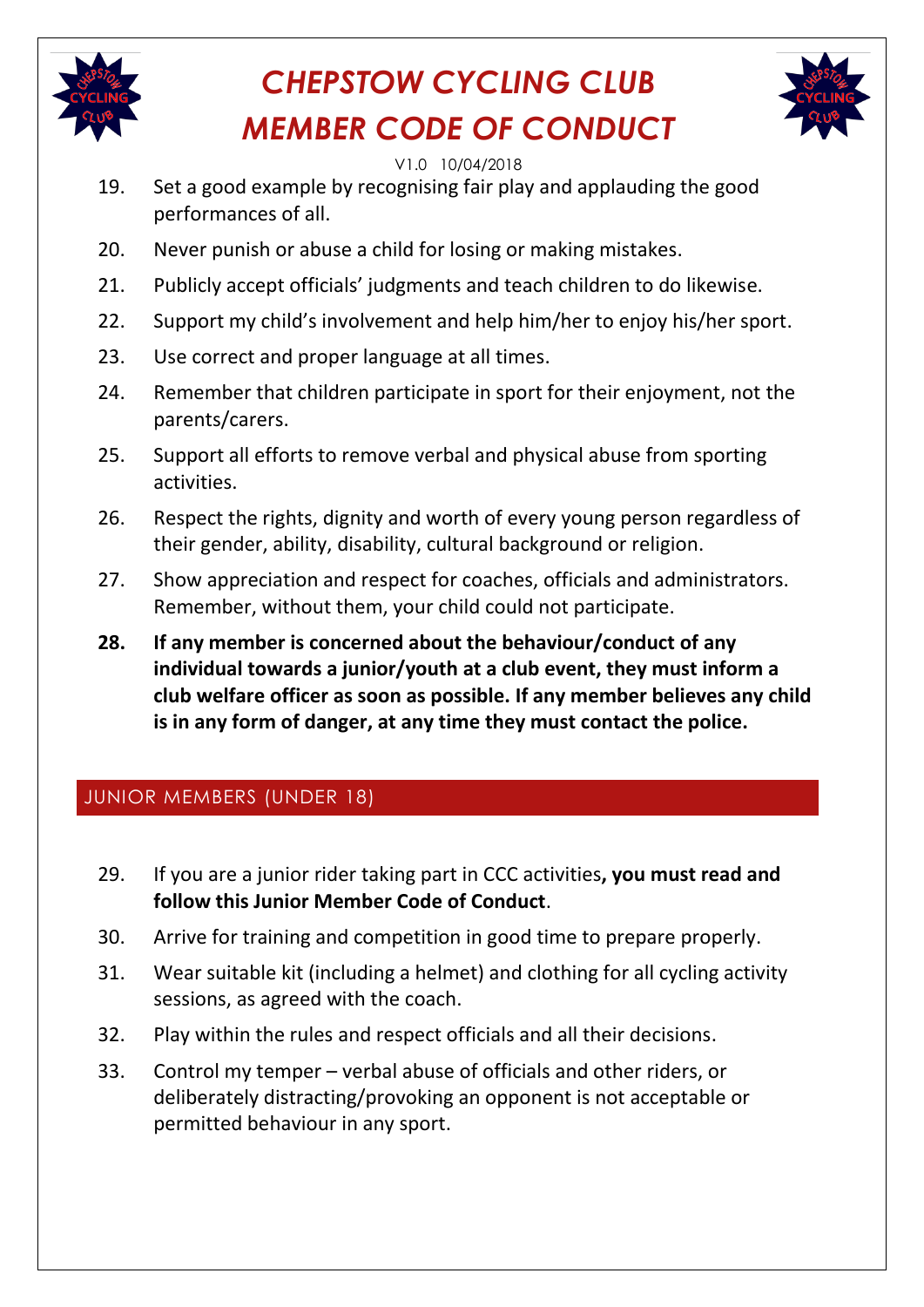# CHEPSTOW CYCLING CLUB MEMBER CODE OF CONDUCT

V1.0 10/04/2018

19. Set a good example by recognising fair play and applauding the good performances of all.
20. Never punish or abuse a child for losing or making mistakes.
21. Publicly accept officials' judgments and teach children to do likewise.
22. Support my child's involvement and help him/her to enjoy his/her sport.
23. Use correct and proper language at all times.
24. Remember that children participate in sport for their enjoyment, not the parents/carers.
25. Support all efforts to remove verbal and physical abuse from sporting activities.
26. Respect the rights, dignity and worth of every young person regardless of their gender, ability, disability, cultural background or religion.
27. Show appreciation and respect for coaches, officials and administrators. Remember, without them, your child could not participate.
28. **If any member is concerned about the behaviour/conduct of any individual towards a junior/youth at a club event, they must inform a club welfare officer as soon as possible. If any member believes any child is in any form of danger, at any time they must contact the police.**

## JUNIOR MEMBERS (UNDER 18)

29. If you are a junior rider taking part in CCC activities**, you must read and follow this Junior Member Code of Conduct**.
30. Arrive for training and competition in good time to prepare properly.
31. Wear suitable kit (including a helmet) and clothing for all cycling activity sessions, as agreed with the coach.
32. Play within the rules and respect officials and all their decisions.
33. Control my temper – verbal abuse of officials and other riders, or deliberately distracting/provoking an opponent is not acceptable or permitted behaviour in any sport.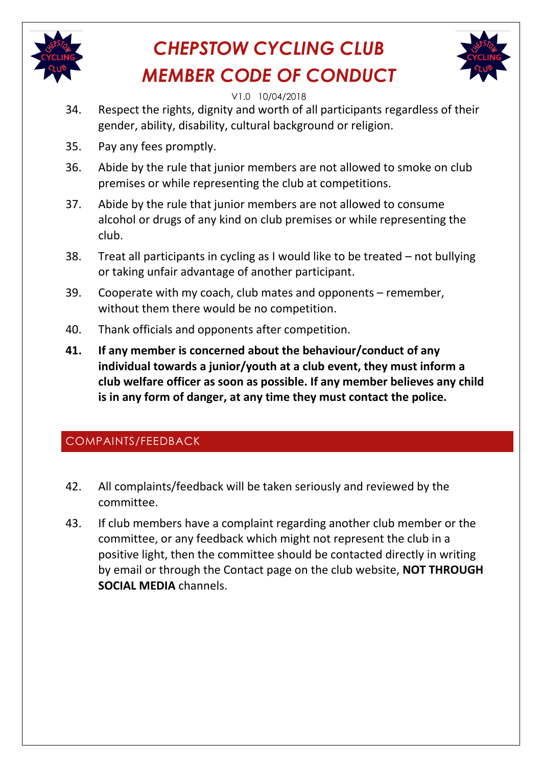34. Respect the rights, dignity and worth of all participants regardless of their gender, ability, disability, cultural background or religion.

35. Pay any fees promptly.

36. Abide by the rule that junior members are not allowed to smoke on club premises or while representing the club at competitions.

37. Abide by the rule that junior members are not allowed to consume alcohol or drugs of any kind on club premises or while representing the club.

38. Treat all participants in cycling as I would like to be treated – not bullying or taking unfair advantage of another participant.

39. Cooperate with my coach, club mates and opponents – remember, without them there would be no competition.

40. Thank officials and opponents after competition.

**41. If any member is concerned about the behaviour/conduct of any individual towards a junior/youth at a club event, they must inform a club welfare officer as soon as possible. If any member believes any child is in any form of danger, at any time they must contact the police.**

## COMPAINTS/FEEDBACK

42. All complaints/feedback will be taken seriously and reviewed by the committee.

43. If club members have a complaint regarding another club member or the committee, or any feedback which might not represent the club in a positive light, then the committee should be contacted directly in writing by email or through the Contact page on the club website, **NOT THROUGH SOCIAL MEDIA** channels.